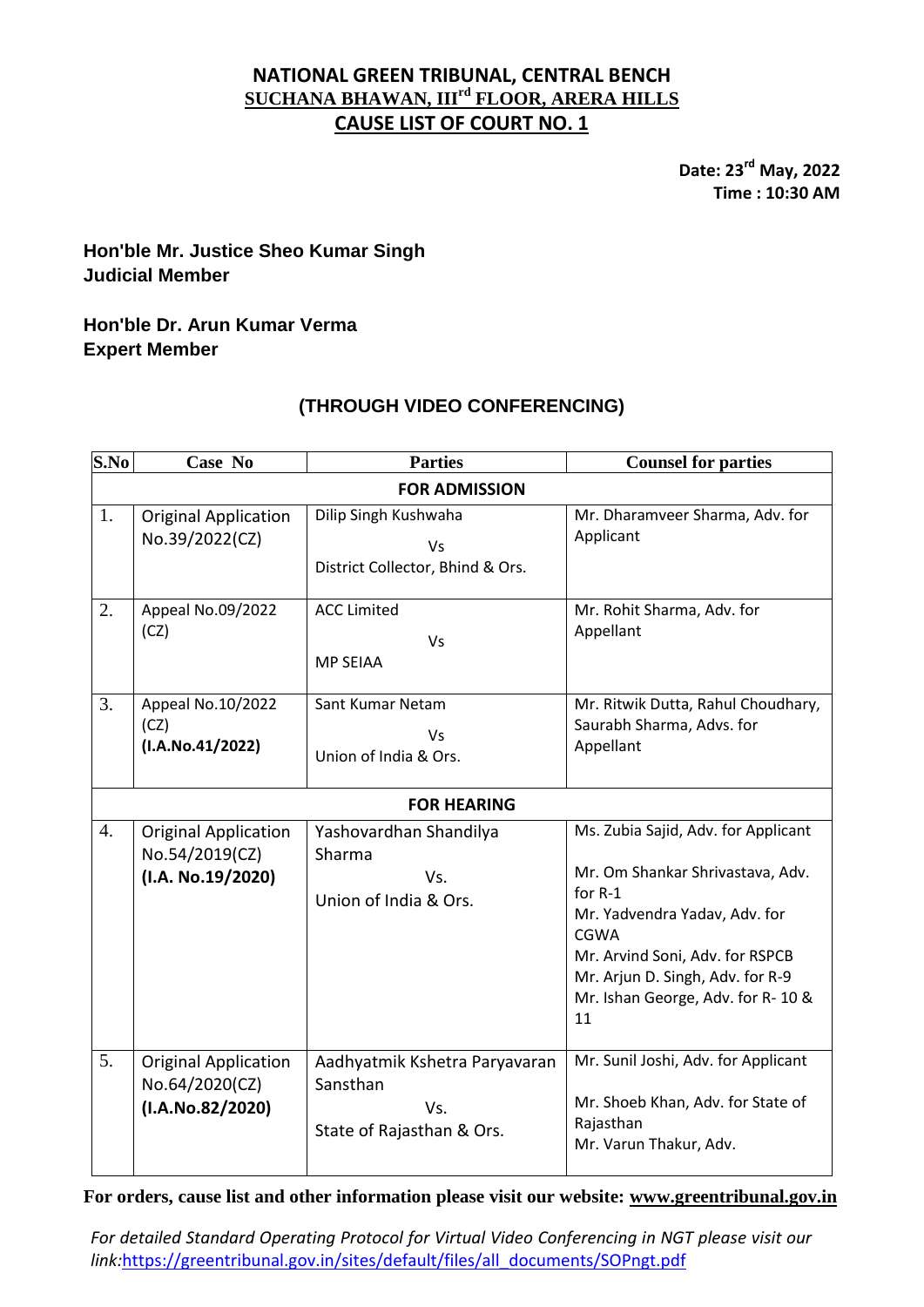# NATIONAL GREEN TRIBUNAL, CENTRAL BENCH

## SUCHANA BHAWAN, III[rd] FLOOR, ARERA HILLS

## CAUSE LIST OF COURT NO. 1

**Date: 23[rd] May, 2022**
**Time : 10:30 AM**

**Hon'ble Mr. Justice Sheo Kumar Singh**
**Judicial Member**

**Hon'ble Dr. Arun Kumar Verma**
**Expert Member**

### (THROUGH VIDEO CONFERENCING)

| S.No | Case No | Parties | Counsel for parties |
|---|---|---|---|
| | | **FOR ADMISSION** | |
| 1. | Original Application No.39/2022(CZ) | Dilip Singh Kushwaha<br>Vs<br>District Collector, Bhind & Ors. | Mr. Dharamveer Sharma, Adv. for Applicant |
| 2. | Appeal No.09/2022 (CZ) | ACC Limited<br>Vs<br>MP SEIAA | Mr. Rohit Sharma, Adv. for Appellant |
| 3. | Appeal No.10/2022 (CZ)<br>**(I.A.No.41/2022)** | Sant Kumar Netam<br>Vs<br>Union of India & Ors. | Mr. Ritwik Dutta, Rahul Choudhary, Saurabh Sharma, Advs. for Appellant |
| | | **FOR HEARING** | |
| 4. | Original Application No.54/2019(CZ)<br>**(I.A. No.19/2020)** | Yashovardhan Shandilya Sharma<br>Vs.<br>Union of India & Ors. | Ms. Zubia Sajid, Adv. for Applicant<br>Mr. Om Shankar Shrivastava, Adv. for R-1<br>Mr. Yadvendra Yadav, Adv. for CGWA<br>Mr. Arvind Soni, Adv. for RSPCB<br>Mr. Arjun D. Singh, Adv. for R-9<br>Mr. Ishan George, Adv. for R- 10 & 11 |
| 5. | Original Application No.64/2020(CZ)<br>**(I.A.No.82/2020)** | Aadhyatmik Kshetra Paryavaran Sansthan<br>Vs.<br>State of Rajasthan & Ors. | Mr. Sunil Joshi, Adv. for Applicant<br>Mr. Shoeb Khan, Adv. for State of Rajasthan<br>Mr. Varun Thakur, Adv. |

**For orders, cause list and other information please visit our website: www.greentribunal.gov.in**

*For detailed Standard Operating Protocol for Virtual Video Conferencing in NGT please visit our link:*https://greentribunal.gov.in/sites/default/files/all_documents/SOPngt.pdf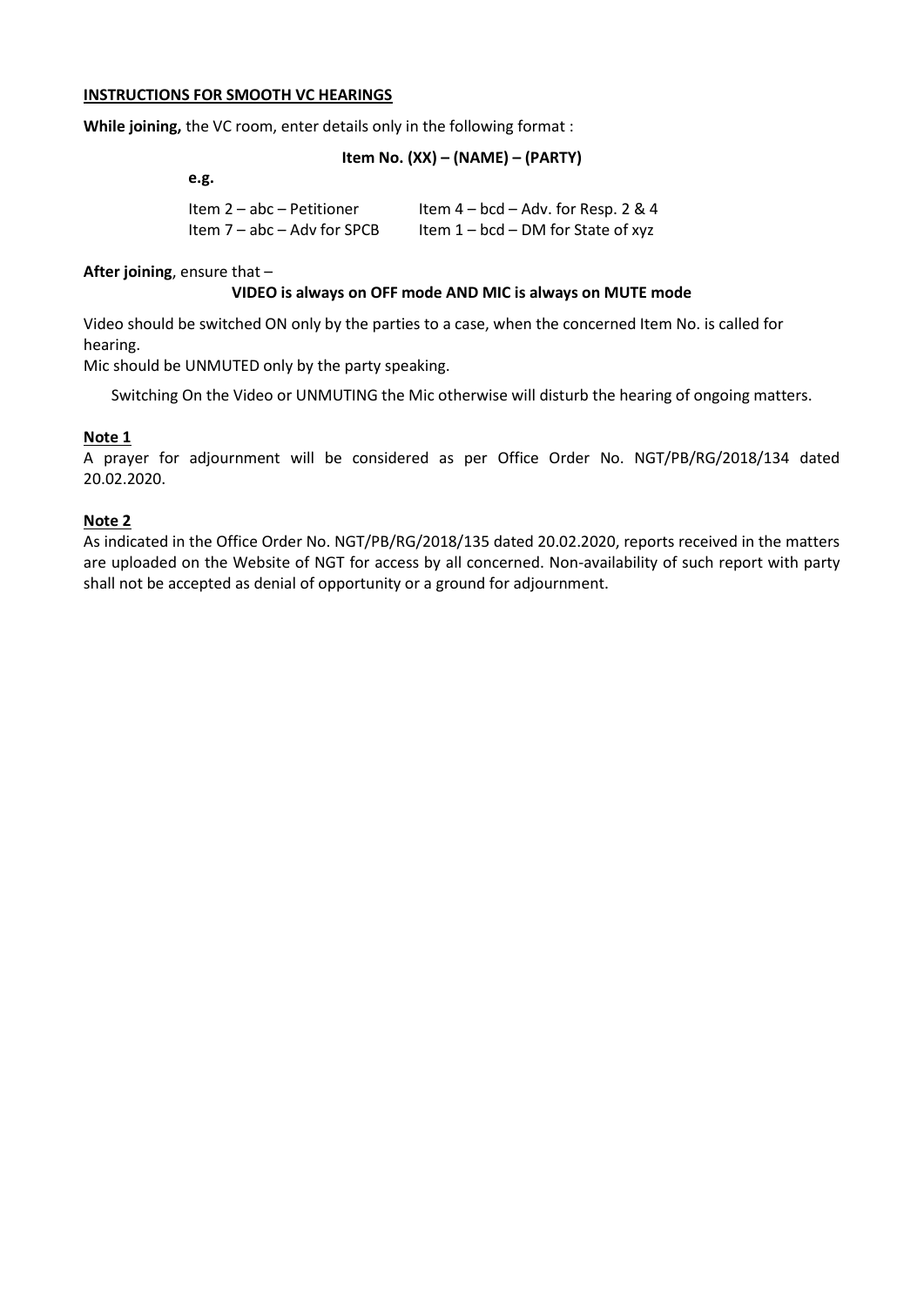**INSTRUCTIONS FOR SMOOTH VC HEARINGS**

**While joining,** the VC room, enter details only in the following format :

**Item No. (XX) – (NAME) – (PARTY)**

**e.g.**

| | |
|---|---|
| Item 2 – abc – Petitioner | Item 4 – bcd – Adv. for Resp. 2 & 4 |
| Item 7 – abc – Adv for SPCB | Item 1 – bcd – DM for State of xyz |

**After joining**, ensure that –

**VIDEO is always on OFF mode AND MIC is always on MUTE mode**

Video should be switched ON only by the parties to a case, when the concerned Item No. is called for hearing.

Mic should be UNMUTED only by the party speaking.

Switching On the Video or UNMUTING the Mic otherwise will disturb the hearing of ongoing matters.

**Note 1**

A prayer for adjournment will be considered as per Office Order No. NGT/PB/RG/2018/134 dated 20.02.2020.

**Note 2**

As indicated in the Office Order No. NGT/PB/RG/2018/135 dated 20.02.2020, reports received in the matters are uploaded on the Website of NGT for access by all concerned. Non-availability of such report with party shall not be accepted as denial of opportunity or a ground for adjournment.